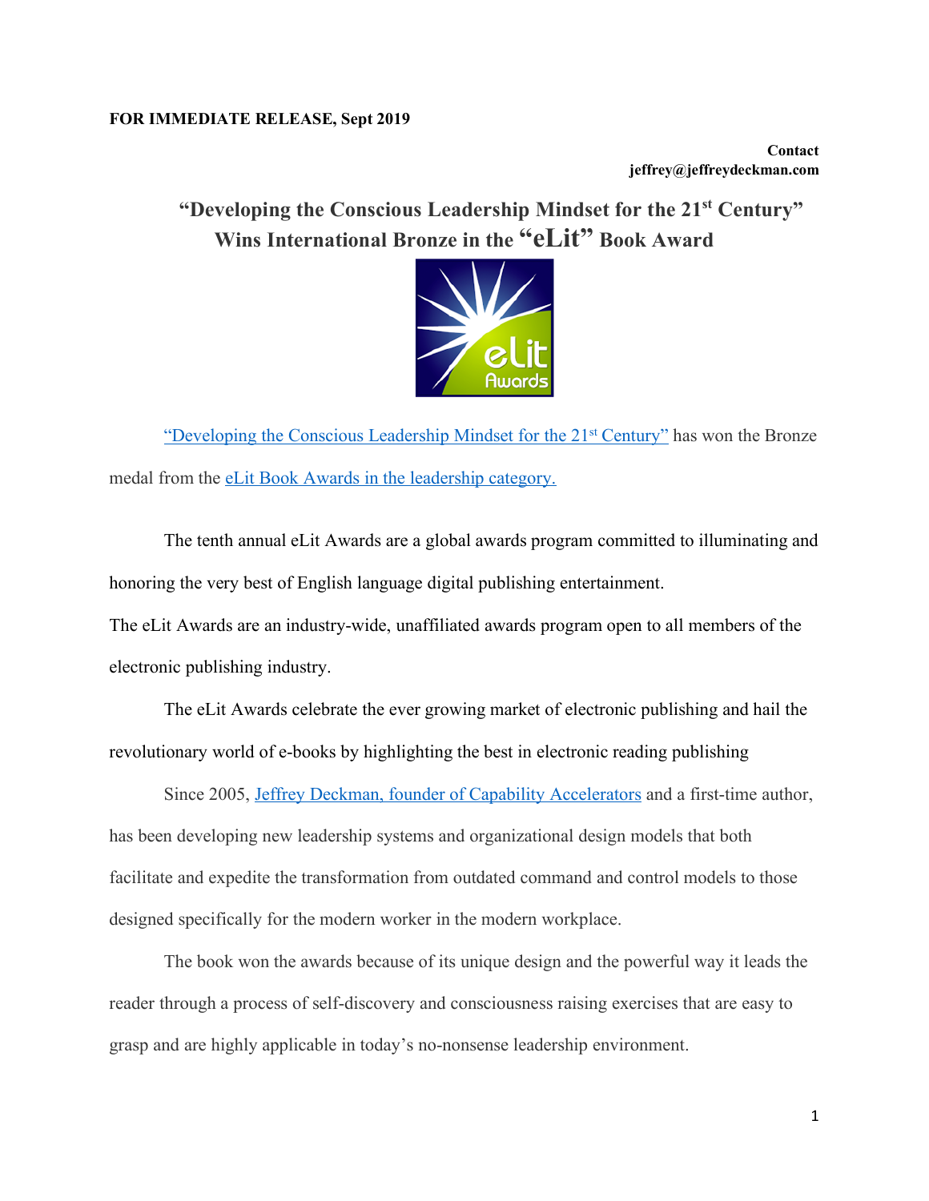**FOR IMMEDIATE RELEASE, Sept 2019**

**Contact**
**jeffrey@jeffreydeckman.com**

## "Developing the Conscious Leadership Mindset for the 21st Century" Wins International Bronze in the "eLit" Book Award

"Developing the Conscious Leadership Mindset for the 21st Century" has won the Bronze medal from the eLit Book Awards in the leadership category.

The tenth annual eLit Awards are a global awards program committed to illuminating and honoring the very best of English language digital publishing entertainment.

The eLit Awards are an industry-wide, unaffiliated awards program open to all members of the electronic publishing industry.

The eLit Awards celebrate the ever growing market of electronic publishing and hail the revolutionary world of e-books by highlighting the best in electronic reading publishing

Since 2005, Jeffrey Deckman, founder of Capability Accelerators and a first-time author, has been developing new leadership systems and organizational design models that both facilitate and expedite the transformation from outdated command and control models to those designed specifically for the modern worker in the modern workplace.

The book won the awards because of its unique design and the powerful way it leads the reader through a process of self-discovery and consciousness raising exercises that are easy to grasp and are highly applicable in today's no-nonsense leadership environment.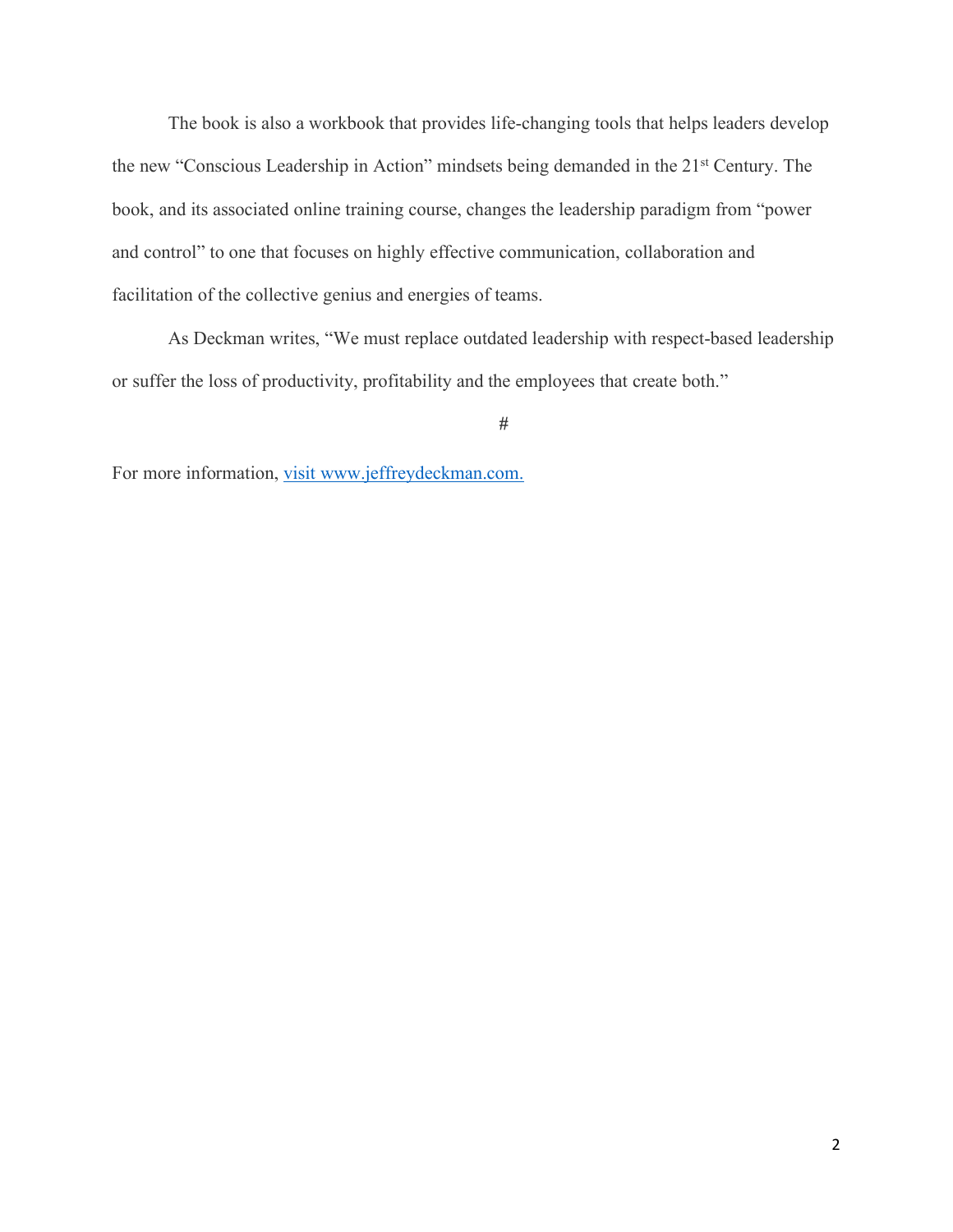The book is also a workbook that provides life-changing tools that helps leaders develop the new "Conscious Leadership in Action" mindsets being demanded in the 21st Century. The book, and its associated online training course, changes the leadership paradigm from "power and control" to one that focuses on highly effective communication, collaboration and facilitation of the collective genius and energies of teams.

As Deckman writes, "We must replace outdated leadership with respect-based leadership or suffer the loss of productivity, profitability and the employees that create both."

#

For more information, [visit www.jeffreydeckman.com.](http://www.jeffreydeckman.com)